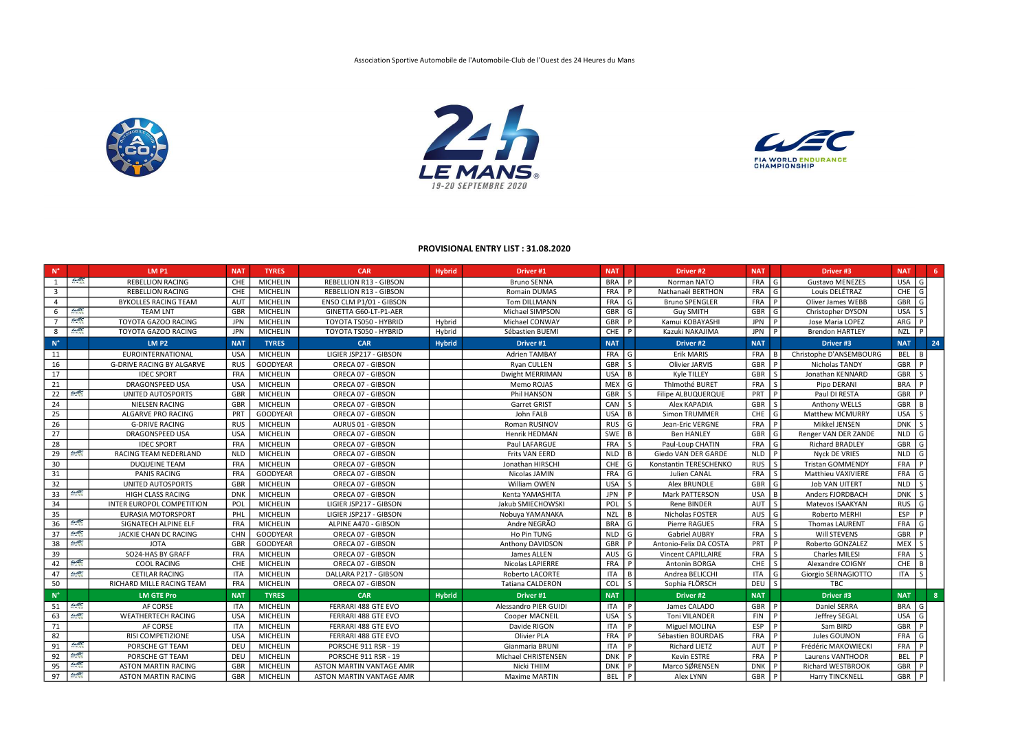Association Sportive Automobile de l'Automobile-Club de l'Ouest des 24 Heures du Mans

24h LE MANS 19-20 SEPTEMBRE 2020

FIA WORLD ENDURANCE CHAMPIONSHIP

## PROVISIONAL ENTRY LIST : 31.08.2020

| N° | | LM P1 | NAT | TYRES | CAR | Hybrid | Driver #1 | NAT | | Driver #2 | NAT | | Driver #3 | NAT | | 6 |
|---|---|---|---|---|---|---|---|---|---|---|---|---|---|---|---|---|
| 1 | WEC | REBELLION RACING | CHE | MICHELIN | REBELLION R13 - GIBSON | | Bruno SENNA | BRA | P | Norman NATO | FRA | G | Gustavo MENEZES | USA | G | |
| 3 | | REBELLION RACING | CHE | MICHELIN | REBELLION R13 - GIBSON | | Romain DUMAS | FRA | P | Nathanaël BERTHON | FRA | G | Louis DELÉTRAZ | CHE | G | |
| 4 | | BYKOLLES RACING TEAM | AUT | MICHELIN | ENSO CLM P1/01 - GIBSON | | Tom DILLMANN | FRA | G | Bruno SPENGLER | FRA | P | Oliver James WEBB | GBR | G | |
| 6 | WEC | TEAM LNT | GBR | MICHELIN | GINETTA G60-LT-P1-AER | | Michael SIMPSON | GBR | G | Guy SMITH | GBR | G | Christopher DYSON | USA | S | |
| 7 | WEC | TOYOTA GAZOO RACING | JPN | MICHELIN | TOYOTA TS050 - HYBRID | Hybrid | Michael CONWAY | GBR | P | Kamui KOBAYASHI | JPN | P | Jose Maria LOPEZ | ARG | P | |
| 8 | WEC | TOYOTA GAZOO RACING | JPN | MICHELIN | TOYOTA TS050 - HYBRID | Hybrid | Sébastien BUEMI | CHE | P | Kazuki NAKAJIMA | JPN | P | Brendon HARTLEY | NZL | P | |
| **N°** | | **LM P2** | **NAT** | **TYRES** | **CAR** | **Hybrid** | **Driver #1** | **NAT** | | **Driver #2** | **NAT** | | **Driver #3** | **NAT** | | **24** |
| 11 | | EUROINTERNATIONAL | USA | MICHELIN | LIGIER JSP217 - GIBSON | | Adrien TAMBAY | FRA | G | Erik MARIS | FRA | B | Christophe D'ANSEMBOURG | BEL | B | |
| 16 | | G-DRIVE RACING BY ALGARVE | RUS | GOODYEAR | ORECA 07 - GIBSON | | Ryan CULLEN | GBR | S | Olivier JARVIS | GBR | P | Nicholas TANDY | GBR | P | |
| 17 | | IDEC SPORT | FRA | MICHELIN | ORECA 07 - GIBSON | | Dwight MERRIMAN | USA | B | Kyle TILLEY | GBR | S | Jonathan KENNARD | GBR | S | |
| 21 | | DRAGONSPEED USA | USA | MICHELIN | ORECA 07 - GIBSON | | Memo ROJAS | MEX | G | Thimothé BURET | FRA | S | Pipo DERANI | BRA | P | |
| 22 | WEC | UNITED AUTOSPORTS | GBR | MICHELIN | ORECA 07 - GIBSON | | Phil HANSON | GBR | S | Filipe ALBUQUERQUE | PRT | P | Paul DI RESTA | GBR | P | |
| 24 | | NIELSEN RACING | GBR | MICHELIN | ORECA 07 - GIBSON | | Garret GRIST | CAN | S | Alex KAPADIA | GBR | S | Anthony WELLS | GBR | B | |
| 25 | | ALGARVE PRO RACING | PRT | GOODYEAR | ORECA 07 - GIBSON | | John FALB | USA | B | Simon TRUMMER | CHE | G | Matthew MCMURRY | USA | S | |
| 26 | | G-DRIVE RACING | RUS | MICHELIN | AURUS 01 - GIBSON | | Roman RUSINOV | RUS | G | Jean-Eric VERGNE | FRA | P | Mikkel JENSEN | DNK | S | |
| 27 | | DRAGONSPEED USA | USA | MICHELIN | ORECA 07 - GIBSON | | Henrik HEDMAN | SWE | B | Ben HANLEY | GBR | G | Renger VAN DER ZANDE | NLD | G | |
| 28 | | IDEC SPORT | FRA | MICHELIN | ORECA 07 - GIBSON | | Paul LAFARGUE | FRA | S | Paul-Loup CHATIN | FRA | G | Richard BRADLEY | GBR | G | |
| 29 | WEC | RACING TEAM NEDERLAND | NLD | MICHELIN | ORECA 07 - GIBSON | | Frits VAN EERD | NLD | B | Giedo VAN DER GARDE | NLD | P | Nyck DE VRIES | NLD | G | |
| 30 | | DUQUEINE TEAM | FRA | MICHELIN | ORECA 07 - GIBSON | | Jonathan HIRSCHI | CHE | G | Konstantin TERESCHENKO | RUS | S | Tristan GOMMENDY | FRA | P | |
| 31 | | PANIS RACING | FRA | GOODYEAR | ORECA 07 - GIBSON | | Nicolas JAMIN | FRA | G | Julien CANAL | FRA | S | Matthieu VAXIVIERE | FRA | G | |
| 32 | | UNITED AUTOSPORTS | GBR | MICHELIN | ORECA 07 - GIBSON | | William OWEN | USA | S | Alex BRUNDLE | GBR | G | Job VAN UITERT | NLD | S | |
| 33 | WEC | HIGH CLASS RACING | DNK | MICHELIN | ORECA 07 - GIBSON | | Kenta YAMASHITA | JPN | P | Mark PATTERSON | USA | B | Anders FJORDBACH | DNK | S | |
| 34 | | INTER EUROPOL COMPETITION | POL | MICHELIN | LIGIER JSP217 - GIBSON | | Jakub SMIECHOWSKI | POL | S | Rene BINDER | AUT | S | Matevos ISAAKYAN | RUS | G | |
| 35 | | EURASIA MOTORSPORT | PHL | MICHELIN | LIGIER JSP217 - GIBSON | | Nobuya YAMANAKA | NZL | B | Nicholas FOSTER | AUS | G | Roberto MERHI | ESP | P | |
| 36 | WEC | SIGNATECH ALPINE ELF | FRA | MICHELIN | ALPINE A470 - GIBSON | | Andre NEGRÃO | BRA | G | Pierre RAGUES | FRA | S | Thomas LAURENT | FRA | G | |
| 37 | WEC | JACKIE CHAN DC RACING | CHN | GOODYEAR | ORECA 07 - GIBSON | | Ho Pin TUNG | NLD | G | Gabriel AUBRY | FRA | S | Will STEVENS | GBR | P | |
| 38 | WEC | JOTA | GBR | GOODYEAR | ORECA 07 - GIBSON | | Anthony DAVIDSON | GBR | P | Antonio-Felix DA COSTA | PRT | P | Roberto GONZALEZ | MEX | S | |
| 39 | | SO24-HAS BY GRAFF | FRA | MICHELIN | ORECA 07 - GIBSON | | James ALLEN | AUS | G | Vincent CAPILLAIRE | FRA | S | Charles MILESI | FRA | S | |
| 42 | WEC | COOL RACING | CHE | MICHELIN | ORECA 07 - GIBSON | | Nicolas LAPIERRE | FRA | P | Antonin BORGA | CHE | S | Alexandre COIGNY | CHE | B | |
| 47 | WEC | CETILAR RACING | ITA | MICHELIN | DALLARA P217 - GIBSON | | Roberto LACORTE | ITA | B | Andrea BELICCHI | ITA | G | Giorgio SERNAGIOTTO | ITA | S | |
| 50 | | RICHARD MILLE RACING TEAM | FRA | MICHELIN | ORECA 07 - GIBSON | | Tatiana CALDERON | COL | S | Sophia FLÖRSCH | DEU | S | TBC | | | |
| **N°** | | **LM GTE Pro** | **NAT** | **TYRES** | **CAR** | **Hybrid** | **Driver #1** | **NAT** | | **Driver #2** | **NAT** | | **Driver #3** | **NAT** | | **8** |
| 51 | WEC | AF CORSE | ITA | MICHELIN | FERRARI 488 GTE EVO | | Alessandro PIER GUIDI | ITA | P | James CALADO | GBR | P | Daniel SERRA | BRA | G | |
| 63 | WEC | WEATHERTECH RACING | USA | MICHELIN | FERRARI 488 GTE EVO | | Cooper MACNEIL | USA | S | Toni VILANDER | FIN | P | Jeffrey SEGAL | USA | G | |
| 71 | | AF CORSE | ITA | MICHELIN | FERRARI 488 GTE EVO | | Davide RIGON | ITA | P | Miguel MOLINA | ESP | P | Sam BIRD | GBR | P | |
| 82 | | RISI COMPETIZIONE | USA | MICHELIN | FERRARI 488 GTE EVO | | Olivier PLA | FRA | P | Sébastien BOURDAIS | FRA | P | Jules GOUNON | FRA | G | |
| 91 | WEC | PORSCHE GT TEAM | DEU | MICHELIN | PORSCHE 911 RSR - 19 | | Gianmaria BRUNI | ITA | P | Richard LIETZ | AUT | P | Frédéric MAKOWIECKI | FRA | P | |
| 92 | WEC | PORSCHE GT TEAM | DEU | MICHELIN | PORSCHE 911 RSR - 19 | | Michael CHRISTENSEN | DNK | P | Kevin ESTRE | FRA | P | Laurens VANTHOOR | BEL | P | |
| 95 | WEC | ASTON MARTIN RACING | GBR | MICHELIN | ASTON MARTIN VANTAGE AMR | | Nicki THIIM | DNK | P | Marco SØRENSEN | DNK | P | Richard WESTBROOK | GBR | P | |
| 97 | WEC | ASTON MARTIN RACING | GBR | MICHELIN | ASTON MARTIN VANTAGE AMR | | Maxime MARTIN | BEL | P | Alex LYNN | GBR | P | Harry TINCKNELL | GBR | P | |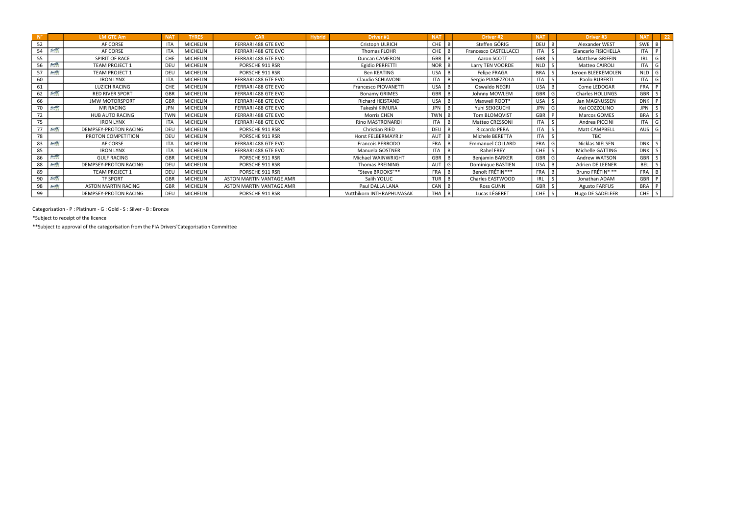| N° | | LM GTE Am | NAT | TYRES | CAR | Hybrid | Driver #1 | NAT | | Driver #2 | NAT | | Driver #3 | NAT | | 22 |
|---|---|---|---|---|---|---|---|---|---|---|---|---|---|---|---|---|
| 52 | | AF CORSE | ITA | MICHELIN | FERRARI 488 GTE EVO | | Cristoph ULRICH | CHE | B | Steffen GÖRIG | DEU | B | Alexander WEST | SWE | B | |
| 54 | | AF CORSE | ITA | MICHELIN | FERRARI 488 GTE EVO | | Thomas FLOHR | CHE | B | Francesco CASTELLACCI | ITA | S | Giancarlo FISICHELLA | ITA | P | |
| 55 | | SPIRIT OF RACE | CHE | MICHELIN | FERRARI 488 GTE EVO | | Duncan CAMERON | GBR | B | Aaron SCOTT | GBR | S | Matthew GRIFFIN | IRL | G | |
| 56 | | TEAM PROJECT 1 | DEU | MICHELIN | PORSCHE 911 RSR | | Egidio PERFETTI | NOR | B | Larry TEN VOORDE | NLD | S | Matteo CAIROLI | ITA | G | |
| 57 | | TEAM PROJECT 1 | DEU | MICHELIN | PORSCHE 911 RSR | | Ben KEATING | USA | B | Felipe FRAGA | BRA | S | Jeroen BLEEKEMOLEN | NLD | G | |
| 60 | | IRON LYNX | ITA | MICHELIN | FERRARI 488 GTE EVO | | Claudio SCHIAVONI | ITA | B | Sergio PIANEZZOLA | ITA | S | Paolo RUBERTI | ITA | G | |
| 61 | | LUZICH RACING | CHE | MICHELIN | FERRARI 488 GTE EVO | | Francesco PIOVANETTI | USA | B | Oswaldo NEGRI | USA | B | Come LEDOGAR | FRA | P | |
| 62 | | RED RIVER SPORT | GBR | MICHELIN | FERRARI 488 GTE EVO | | Bonamy GRIMES | GBR | B | Johnny MOWLEM | GBR | G | Charles HOLLINGS | GBR | S | |
| 66 | | JMW MOTORSPORT | GBR | MICHELIN | FERRARI 488 GTE EVO | | Richard HEISTAND | USA | B | Maxwell ROOT* | USA | S | Jan MAGNUSSEN | DNK | P | |
| 70 | | MR RACING | JPN | MICHELIN | FERRARI 488 GTE EVO | | Takeshi KIMURA | JPN | B | Yuhi SEKIGUCHI | JPN | G | Kei COZZOLINO | JPN | S | |
| 72 | | HUB AUTO RACING | TWN | MICHELIN | FERRARI 488 GTE EVO | | Morris CHEN | TWN | B | Tom BLOMQVIST | GBR | P | Marcos GOMES | BRA | S | |
| 75 | | IRON LYNX | ITA | MICHELIN | FERRARI 488 GTE EVO | | Rino MASTRONARDI | ITA | B | Matteo CRESSONI | ITA | S | Andrea PICCINI | ITA | G | |
| 77 | | DEMPSEY-PROTON RACING | DEU | MICHELIN | PORSCHE 911 RSR | | Christian RIED | DEU | B | Riccardo PERA | ITA | S | Matt CAMPBELL | AUS | G | |
| 78 | | PROTON COMPETITION | DEU | MICHELIN | PORSCHE 911 RSR | | Horst FELBERMAYR Jr | AUT | B | Michele BERETTA | ITA | S | TBC | | | |
| 83 | | AF CORSE | ITA | MICHELIN | FERRARI 488 GTE EVO | | Francois PERRODO | FRA | B | Emmanuel COLLARD | FRA | G | Nicklas NIELSEN | DNK | S | |
| 85 | | IRON LYNX | ITA | MICHELIN | FERRARI 488 GTE EVO | | Manuela GOSTNER | ITA | B | Rahel FREY | CHE | S | Michelle GATTING | DNK | S | |
| 86 | | GULF RACING | GBR | MICHELIN | PORSCHE 911 RSR | | Michael WAINWRIGHT | GBR | B | Benjamin BARKER | GBR | G | Andrew WATSON | GBR | S | |
| 88 | | DEMPSEY-PROTON RACING | DEU | MICHELIN | PORSCHE 911 RSR | | Thomas PREINING | AUT | G | Dominique BASTIEN | USA | B | Adrien DE LEENER | BEL | S | |
| 89 | | TEAM PROJECT 1 | DEU | MICHELIN | PORSCHE 911 RSR | | "Steve BROOKS"** | FRA | B | Benoît FRÉTIN*** | FRA | B | Bruno FRÉTIN* ** | FRA | B | |
| 90 | | TF SPORT | GBR | MICHELIN | ASTON MARTIN VANTAGE AMR | | Salih YOLUC | TUR | B | Charles EASTWOOD | IRL | S | Jonathan ADAM | GBR | P | |
| 98 | | ASTON MARTIN RACING | GBR | MICHELIN | ASTON MARTIN VANTAGE AMR | | Paul DALLA LANA | CAN | B | Ross GUNN | GBR | S | Agusto FARFUS | BRA | P | |
| 99 | | DEMPSEY-PROTON RACING | DEU | MICHELIN | PORSCHE 911 RSR | | Vutthikorn INTHRAPHUVASAK | THA | B | Lucas LÉGERET | CHE | S | Hugo DE SADELEER | CHE | S | |

Categorisation - P : Platinum - G : Gold - S : Silver - B : Bronze

*Subject to receipt of the licence

**Subject to approval of the categorisation from the FIA Drivers'Categorisation Committee